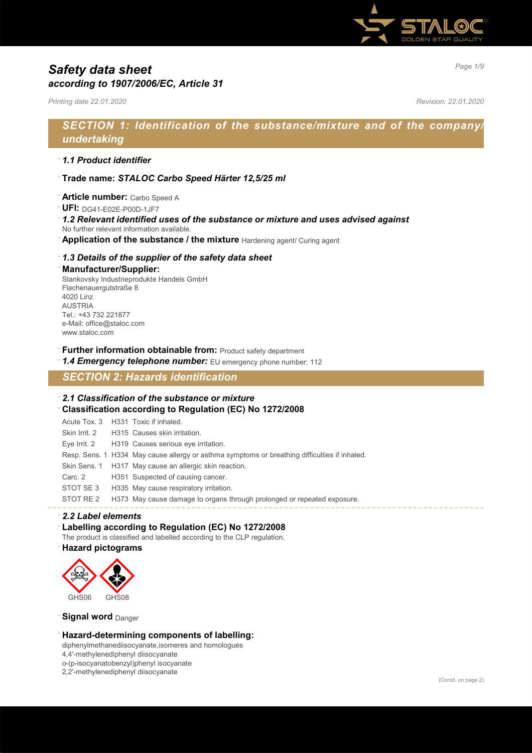# *Safety data sheet*
## *according to 1907/2006/EC, Article 31*

*Printing date 22.01.2020* *Revision: 22.01.2020*

## *SECTION 1: Identification of the substance/mixture and of the company/undertaking*

· ***1.1 Product identifier***

· **Trade name:** ***STALOC Carbo Speed Härter 12,5/25 ml***

· **Article number:** Carbo Speed A
· **UFI:** DG41-E02E-P00D-1JF7
· ***1.2 Relevant identified uses of the substance or mixture and uses advised against***
No further relevant information available.
· **Application of the substance / the mixture** Hardening agent/ Curing agent

· ***1.3 Details of the supplier of the safety data sheet***
· **Manufacturer/Supplier:**
Stankovsky Industrieprodukte Handels GmbH
Flachenauergutstraße 8
4020 Linz
AUSTRIA
Tel.: +43 732 221877
e-Mail: office@staloc.com
www.staloc.com

· **Further information obtainable from:** Product safety department
· ***1.4 Emergency telephone number:*** EU emergency phone number: 112

## *SECTION 2: Hazards identification*

· ***2.1 Classification of the substance or mixture***
· **Classification according to Regulation (EC) No 1272/2008**

| | | |
|---|---|---|
| Acute Tox. 3 | H331 | Toxic if inhaled. |
| Skin Irrit. 2 | H315 | Causes skin irritation. |
| Eye Irrit. 2 | H319 | Causes serious eye irritation. |
| Resp. Sens. 1 | H334 | May cause allergy or asthma symptoms or breathing difficulties if inhaled. |
| Skin Sens. 1 | H317 | May cause an allergic skin reaction. |
| Carc. 2 | H351 | Suspected of causing cancer. |
| STOT SE 3 | H335 | May cause respiratory irritation. |
| STOT RE 2 | H373 | May cause damage to organs through prolonged or repeated exposure. |

· ***2.2 Label elements***
· **Labelling according to Regulation (EC) No 1272/2008**
The product is classified and labelled according to the CLP regulation.
· **Hazard pictograms**

GHS06 GHS08

· **Signal word** Danger

· **Hazard-determining components of labelling:**
diphenylmethanediisocyanate,isomeres and homologues
4,4'-methylenediphenyl diisocyanate
o-(p-isocyanatobenzyl)phenyl isocyanate
2,2'-methylenediphenyl diisocyanate

(Contd. on page 2)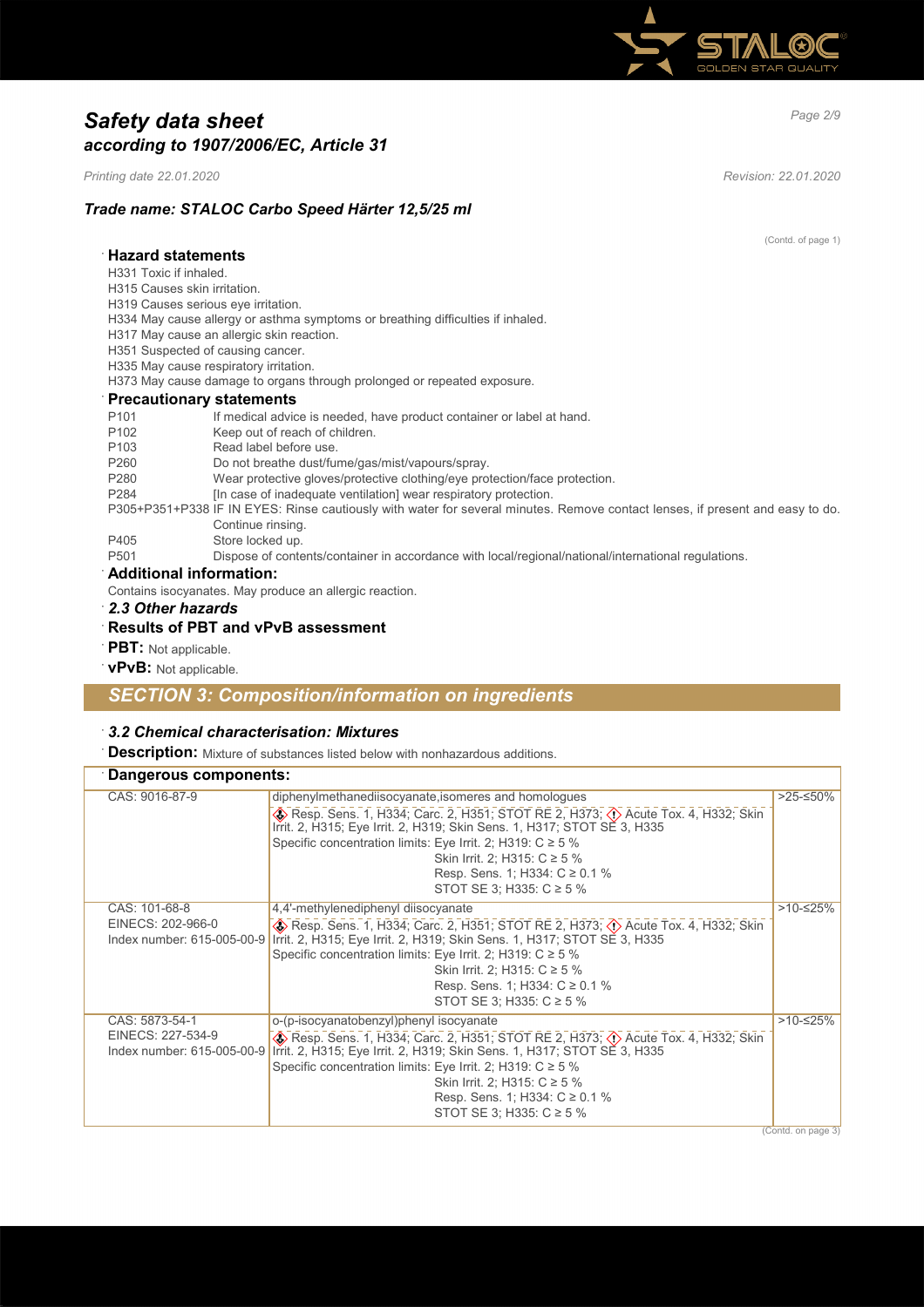# Safety data sheet
## according to 1907/2006/EC, Article 31

*Printing date 22.01.2020* *Revision: 22.01.2020*

### Trade name: STALOC Carbo Speed Härter 12,5/25 ml

(Contd. of page 1)

**Hazard statements**

H331 Toxic if inhaled.
H315 Causes skin irritation.
H319 Causes serious eye irritation.
H334 May cause allergy or asthma symptoms or breathing difficulties if inhaled.
H317 May cause an allergic skin reaction.
H351 Suspected of causing cancer.
H335 May cause respiratory irritation.
H373 May cause damage to organs through prolonged or repeated exposure.

**Precautionary statements**

P101 If medical advice is needed, have product container or label at hand.
P102 Keep out of reach of children.
P103 Read label before use.
P260 Do not breathe dust/fume/gas/mist/vapours/spray.
P280 Wear protective gloves/protective clothing/eye protection/face protection.
P284 [In case of inadequate ventilation] wear respiratory protection.
P305+P351+P338 IF IN EYES: Rinse cautiously with water for several minutes. Remove contact lenses, if present and easy to do. Continue rinsing.
P405 Store locked up.
P501 Dispose of contents/container in accordance with local/regional/national/international regulations.

**Additional information:**

Contains isocyanates. May produce an allergic reaction.

***2.3 Other hazards***

**Results of PBT and vPvB assessment**

**PBT:** Not applicable.

**vPvB:** Not applicable.

## SECTION 3: Composition/information on ingredients

***3.2 Chemical characterisation: Mixtures***

**Description:** Mixture of substances listed below with nonhazardous additions.

**Dangerous components:**

| | | |
|---|---|---|
| CAS: 9016-87-9 | diphenylmethanediisocyanate,isomeres and homologues<br>Resp. Sens. 1, H334; Carc. 2, H351; STOT RE 2, H373; Acute Tox. 4, H332; Skin Irrit. 2, H315; Eye Irrit. 2, H319; Skin Sens. 1, H317; STOT SE 3, H335<br>Specific concentration limits: Eye Irrit. 2; H319: C ≥ 5 %<br>Skin Irrit. 2; H315: C ≥ 5 %<br>Resp. Sens. 1; H334: C ≥ 0.1 %<br>STOT SE 3; H335: C ≥ 5 % | >25-≤50% |
| CAS: 101-68-8<br>EINECS: 202-966-0<br>Index number: 615-005-00-9 | 4,4'-methylenediphenyl diisocyanate<br>Resp. Sens. 1, H334; Carc. 2, H351; STOT RE 2, H373; Acute Tox. 4, H332; Skin Irrit. 2, H315; Eye Irrit. 2, H319; Skin Sens. 1, H317; STOT SE 3, H335<br>Specific concentration limits: Eye Irrit. 2; H319: C ≥ 5 %<br>Skin Irrit. 2; H315: C ≥ 5 %<br>Resp. Sens. 1; H334: C ≥ 0.1 %<br>STOT SE 3; H335: C ≥ 5 % | >10-≤25% |
| CAS: 5873-54-1<br>EINECS: 227-534-9<br>Index number: 615-005-00-9 | o-(p-isocyanatobenzyl)phenyl isocyanate<br>Resp. Sens. 1, H334; Carc. 2, H351; STOT RE 2, H373; Acute Tox. 4, H332; Skin Irrit. 2, H315; Eye Irrit. 2, H319; Skin Sens. 1, H317; STOT SE 3, H335<br>Specific concentration limits: Eye Irrit. 2; H319: C ≥ 5 %<br>Skin Irrit. 2; H315: C ≥ 5 %<br>Resp. Sens. 1; H334: C ≥ 0.1 %<br>STOT SE 3; H335: C ≥ 5 % | >10-≤25% |

(Contd. on page 3)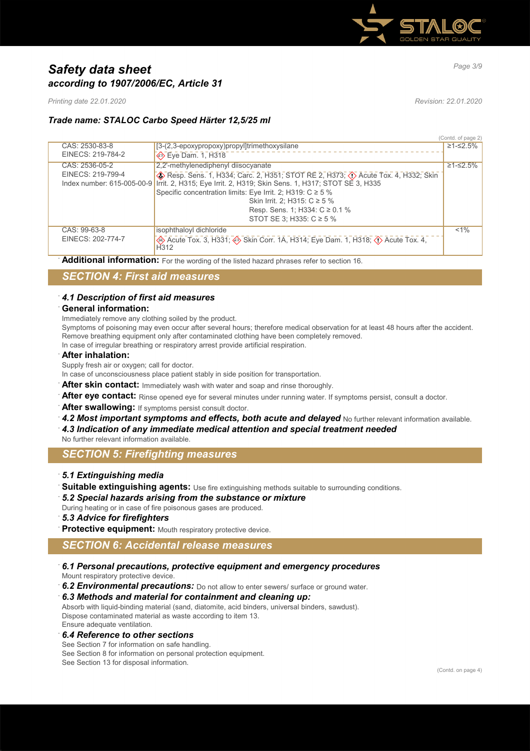(Contd. of page 2)

| | | |
|---|---|---|
| CAS: 2530-83-8<br>EINECS: 219-784-2 | [3-(2,3-epoxypropoxy)propyl]trimethoxysilane<br>Eye Dam. 1, H318 | ≥1-≤2.5% |
| CAS: 2536-05-2<br>EINECS: 219-799-4<br>Index number: 615-005-00-9 | 2,2'-methylenediphenyl diisocyanate<br>Resp. Sens. 1, H334; Carc. 2, H351; STOT RE 2, H373; Acute Tox. 4, H332; Skin Irrit. 2, H315; Eye Irrit. 2, H319; Skin Sens. 1, H317; STOT SE 3, H335<br>Specific concentration limits: Eye Irrit. 2; H319: C ≥ 5 %<br>Skin Irrit. 2; H315: C ≥ 5 %<br>Resp. Sens. 1; H334: C ≥ 0.1 %<br>STOT SE 3; H335: C ≥ 5 % | ≥1-≤2.5% |
| CAS: 99-63-8<br>EINECS: 202-774-7 | isophthaloyl dichloride<br>Acute Tox. 3, H331; Skin Corr. 1A, H314; Eye Dam. 1, H318; Acute Tox. 4, H312 | <1% |

· **Additional information:** For the wording of the listed hazard phrases refer to section 16.

## SECTION 4: First aid measures

· ***4.1 Description of first aid measures***

· **General information:**

Immediately remove any clothing soiled by the product.
Symptoms of poisoning may even occur after several hours; therefore medical observation for at least 48 hours after the accident.
Remove breathing equipment only after contaminated clothing have been completely removed.
In case of irregular breathing or respiratory arrest provide artificial respiration.

· **After inhalation:**

Supply fresh air or oxygen; call for doctor.
In case of unconsciousness place patient stably in side position for transportation.

· **After skin contact:** Immediately wash with water and soap and rinse thoroughly.

· **After eye contact:** Rinse opened eye for several minutes under running water. If symptoms persist, consult a doctor.

· **After swallowing:** If symptoms persist consult doctor.

· ***4.2 Most important symptoms and effects, both acute and delayed*** No further relevant information available.

· ***4.3 Indication of any immediate medical attention and special treatment needed***

No further relevant information available.

## SECTION 5: Firefighting measures

· ***5.1 Extinguishing media***

· **Suitable extinguishing agents:** Use fire extinguishing methods suitable to surrounding conditions.

· ***5.2 Special hazards arising from the substance or mixture***

During heating or in case of fire poisonous gases are produced.

· ***5.3 Advice for firefighters***

· **Protective equipment:** Mouth respiratory protective device.

## SECTION 6: Accidental release measures

· ***6.1 Personal precautions, protective equipment and emergency procedures***

Mount respiratory protective device.

· ***6.2 Environmental precautions:*** Do not allow to enter sewers/ surface or ground water.

· ***6.3 Methods and material for containment and cleaning up:***

Absorb with liquid-binding material (sand, diatomite, acid binders, universal binders, sawdust).
Dispose contaminated material as waste according to item 13.
Ensure adequate ventilation.

· ***6.4 Reference to other sections***

See Section 7 for information on safe handling.
See Section 8 for information on personal protection equipment.
See Section 13 for disposal information.

(Contd. on page 4)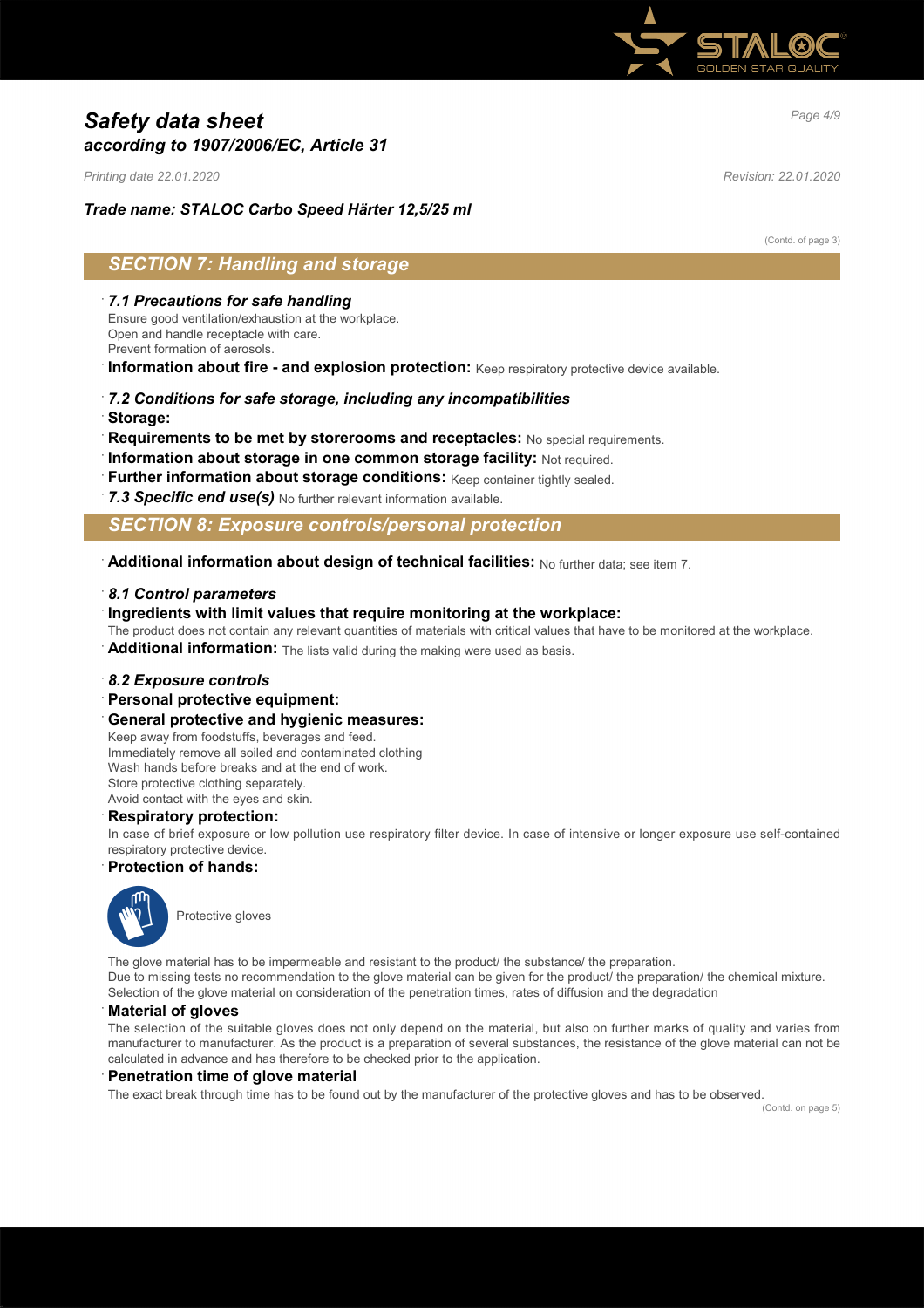# Safety data sheet
## according to 1907/2006/EC, Article 31

*Printing date 22.01.2020* *Revision: 22.01.2020*

***Trade name: STALOC Carbo Speed Härter 12,5/25 ml***

(Contd. of page 3)

## SECTION 7: Handling and storage

· ***7.1 Precautions for safe handling***
Ensure good ventilation/exhaustion at the workplace.
Open and handle receptacle with care.
Prevent formation of aerosols.

· **Information about fire - and explosion protection:** Keep respiratory protective device available.

· ***7.2 Conditions for safe storage, including any incompatibilities***

· **Storage:**

· **Requirements to be met by storerooms and receptacles:** No special requirements.

· **Information about storage in one common storage facility:** Not required.

· **Further information about storage conditions:** Keep container tightly sealed.

· ***7.3 Specific end use(s)*** No further relevant information available.

## SECTION 8: Exposure controls/personal protection

· **Additional information about design of technical facilities:** No further data; see item 7.

· ***8.1 Control parameters***

· **Ingredients with limit values that require monitoring at the workplace:**
The product does not contain any relevant quantities of materials with critical values that have to be monitored at the workplace.

· **Additional information:** The lists valid during the making were used as basis.

· ***8.2 Exposure controls***

· **Personal protective equipment:**

· **General protective and hygienic measures:**
Keep away from foodstuffs, beverages and feed.
Immediately remove all soiled and contaminated clothing
Wash hands before breaks and at the end of work.
Store protective clothing separately.
Avoid contact with the eyes and skin.

· **Respiratory protection:**
In case of brief exposure or low pollution use respiratory filter device. In case of intensive or longer exposure use self-contained respiratory protective device.

· **Protection of hands:**

Protective gloves

The glove material has to be impermeable and resistant to the product/ the substance/ the preparation.
Due to missing tests no recommendation to the glove material can be given for the product/ the preparation/ the chemical mixture.
Selection of the glove material on consideration of the penetration times, rates of diffusion and the degradation

· **Material of gloves**
The selection of the suitable gloves does not only depend on the material, but also on further marks of quality and varies from manufacturer to manufacturer. As the product is a preparation of several substances, the resistance of the glove material can not be calculated in advance and has therefore to be checked prior to the application.

· **Penetration time of glove material**
The exact break through time has to be found out by the manufacturer of the protective gloves and has to be observed.

(Contd. on page 5)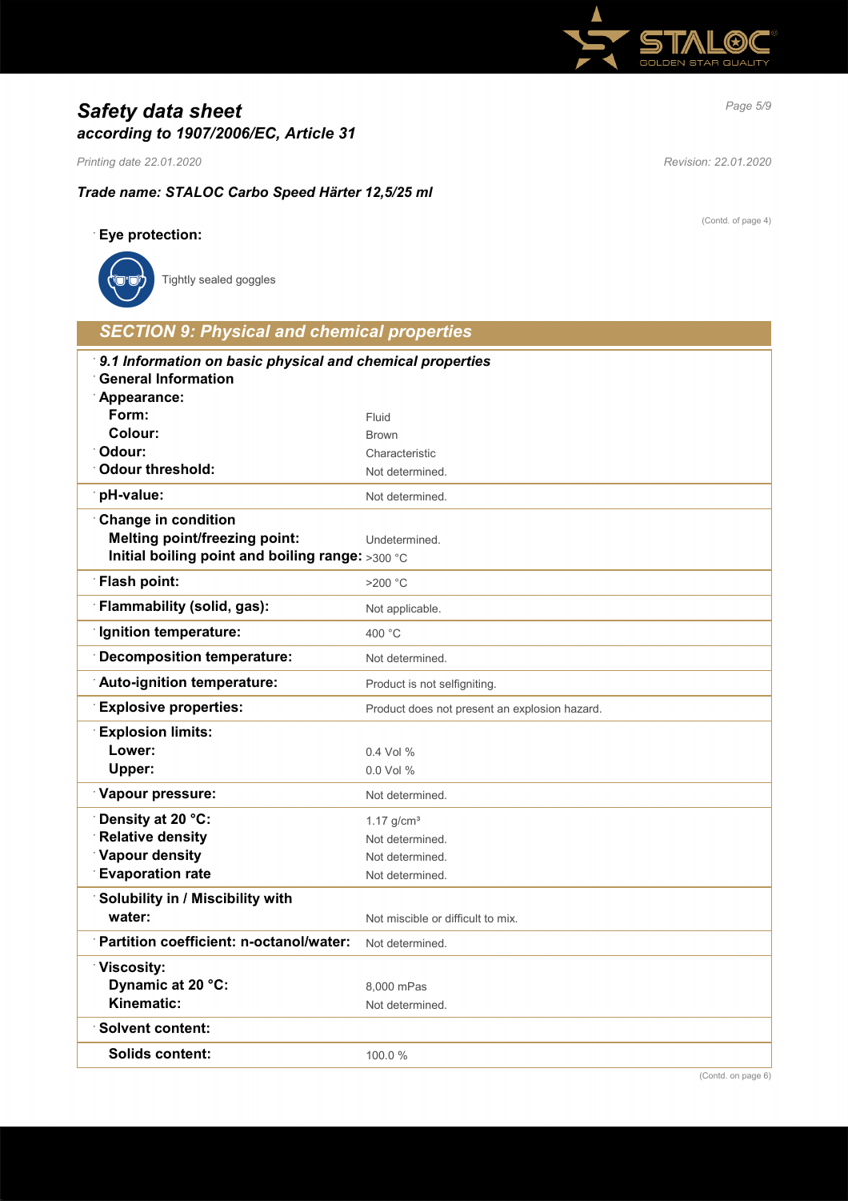# Safety data sheet
## according to 1907/2006/EC, Article 31

*Printing date 22.01.2020* *Revision: 22.01.2020*

***Trade name: STALOC Carbo Speed Härter 12,5/25 ml***

(Contd. of page 4)

**Eye protection:**

Tightly sealed goggles

## SECTION 9: Physical and chemical properties

| | |
|---|---|
| ***9.1 Information on basic physical and chemical properties*** | |
| **General Information** | |
| **Appearance:** | |
| **Form:** | Fluid |
| **Colour:** | Brown |
| **Odour:** | Characteristic |
| **Odour threshold:** | Not determined. |
| **pH-value:** | Not determined. |
| **Change in condition** | |
| **Melting point/freezing point:** | Undetermined. |
| **Initial boiling point and boiling range:** | >300 °C |
| **Flash point:** | >200 °C |
| **Flammability (solid, gas):** | Not applicable. |
| **Ignition temperature:** | 400 °C |
| **Decomposition temperature:** | Not determined. |
| **Auto-ignition temperature:** | Product is not selfigniting. |
| **Explosive properties:** | Product does not present an explosion hazard. |
| **Explosion limits:** | |
| **Lower:** | 0.4 Vol % |
| **Upper:** | 0.0 Vol % |
| **Vapour pressure:** | Not determined. |
| **Density at 20 °C:** | 1.17 g/cm³ |
| **Relative density** | Not determined. |
| **Vapour density** | Not determined. |
| **Evaporation rate** | Not determined. |
| **Solubility in / Miscibility with** | |
| **water:** | Not miscible or difficult to mix. |
| **Partition coefficient: n-octanol/water:** | Not determined. |
| **Viscosity:** | |
| **Dynamic at 20 °C:** | 8,000 mPas |
| **Kinematic:** | Not determined. |
| **Solvent content:** | |
| **Solids content:** | 100.0 % |

(Contd. on page 6)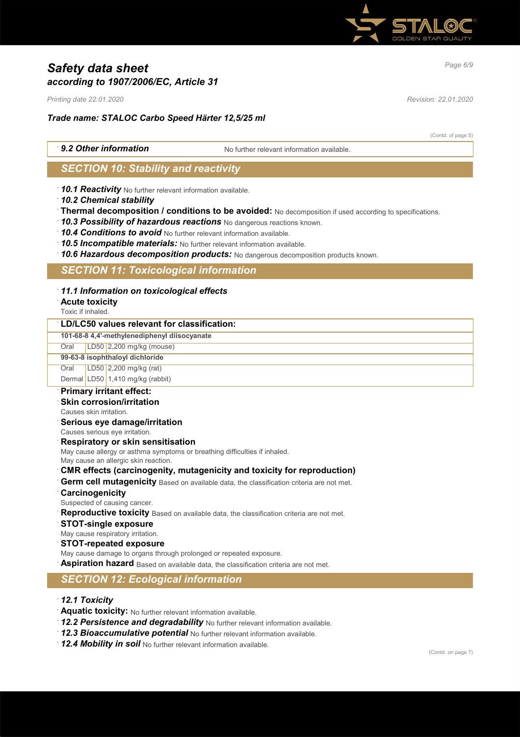# Safety data sheet
## according to 1907/2006/EC, Article 31

*Printing date 22.01.2020* *Revision: 22.01.2020*

***Trade name: STALOC Carbo Speed Härter 12,5/25 ml***

(Contd. of page 5)

· ***9.2 Other information*** No further relevant information available.

## SECTION 10: Stability and reactivity

· ***10.1 Reactivity*** No further relevant information available.
· ***10.2 Chemical stability***
· **Thermal decomposition / conditions to be avoided:** No decomposition if used according to specifications.
· ***10.3 Possibility of hazardous reactions*** No dangerous reactions known.
· ***10.4 Conditions to avoid*** No further relevant information available.
· ***10.5 Incompatible materials:*** No further relevant information available.
· ***10.6 Hazardous decomposition products:*** No dangerous decomposition products known.

## SECTION 11: Toxicological information

· ***11.1 Information on toxicological effects***
· **Acute toxicity**
Toxic if inhaled.

| · LD/LC50 values relevant for classification: | | |
|---|---|---|
| **101-68-8 4,4'-methylenediphenyl diisocyanate** | | |
| Oral | LD50 | 2,200 mg/kg (mouse) |
| **99-63-8 isophthaloyl dichloride** | | |
| Oral | LD50 | 2,200 mg/kg (rat) |
| Dermal | LD50 | 1,410 mg/kg (rabbit) |

· **Primary irritant effect:**
· **Skin corrosion/irritation**
Causes skin irritation.
· **Serious eye damage/irritation**
Causes serious eye irritation.
· **Respiratory or skin sensitisation**
May cause allergy or asthma symptoms or breathing difficulties if inhaled.
May cause an allergic skin reaction.
· **CMR effects (carcinogenity, mutagenicity and toxicity for reproduction)**
· **Germ cell mutagenicity** Based on available data, the classification criteria are not met.
· **Carcinogenicity**
Suspected of causing cancer.
· **Reproductive toxicity** Based on available data, the classification criteria are not met.
· **STOT-single exposure**
May cause respiratory irritation.
· **STOT-repeated exposure**
May cause damage to organs through prolonged or repeated exposure.
· **Aspiration hazard** Based on available data, the classification criteria are not met.

## SECTION 12: Ecological information

· ***12.1 Toxicity***
· **Aquatic toxicity:** No further relevant information available.
· ***12.2 Persistence and degradability*** No further relevant information available.
· ***12.3 Bioaccumulative potential*** No further relevant information available.
· ***12.4 Mobility in soil*** No further relevant information available.

(Contd. on page 7)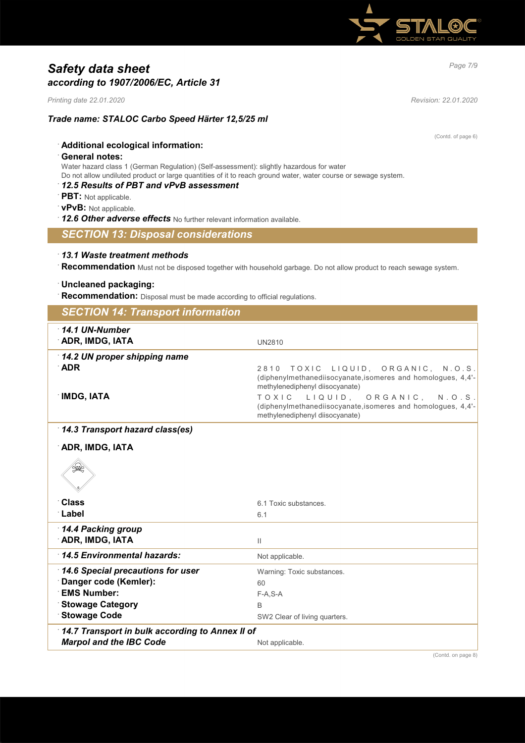(Contd. of page 6)

- **Additional ecological information:**
- **General notes:**

Water hazard class 1 (German Regulation) (Self-assessment): slightly hazardous for water
Do not allow undiluted product or large quantities of it to reach ground water, water course or sewage system.

- ***12.5 Results of PBT and vPvB assessment***
- **PBT:** Not applicable.
- **vPvB:** Not applicable.
- ***12.6 Other adverse effects*** No further relevant information available.

## SECTION 13: Disposal considerations

- ***13.1 Waste treatment methods***
- **Recommendation** Must not be disposed together with household garbage. Do not allow product to reach sewage system.

- **Uncleaned packaging:**
- **Recommendation:** Disposal must be made according to official regulations.

## SECTION 14: Transport information

| | |
|---|---|
| ***14.1 UN-Number*** | |
| **ADR, IMDG, IATA** | UN2810 |
| ***14.2 UN proper shipping name*** | |
| **ADR** | 2810 TOXIC LIQUID, ORGANIC, N.O.S. (diphenylmethanediisocyanate,isomeres and homologues, 4,4'-methylenediphenyl diisocyanate) |
| **IMDG, IATA** | TOXIC LIQUID, ORGANIC, N.O.S. (diphenylmethanediisocyanate,isomeres and homologues, 4,4'-methylenediphenyl diisocyanate) |
| ***14.3 Transport hazard class(es)*** | |
| **ADR, IMDG, IATA** | |
| **Class** | 6.1 Toxic substances. |
| **Label** | 6.1 |
| ***14.4 Packing group*** | |
| **ADR, IMDG, IATA** | II |
| ***14.5 Environmental hazards:*** | Not applicable. |
| ***14.6 Special precautions for user*** | Warning: Toxic substances. |
| **Danger code (Kemler):** | 60 |
| **EMS Number:** | F-A,S-A |
| **Stowage Category** | B |
| **Stowage Code** | SW2 Clear of living quarters. |
| ***14.7 Transport in bulk according to Annex II of Marpol and the IBC Code*** | Not applicable. |

(Contd. on page 8)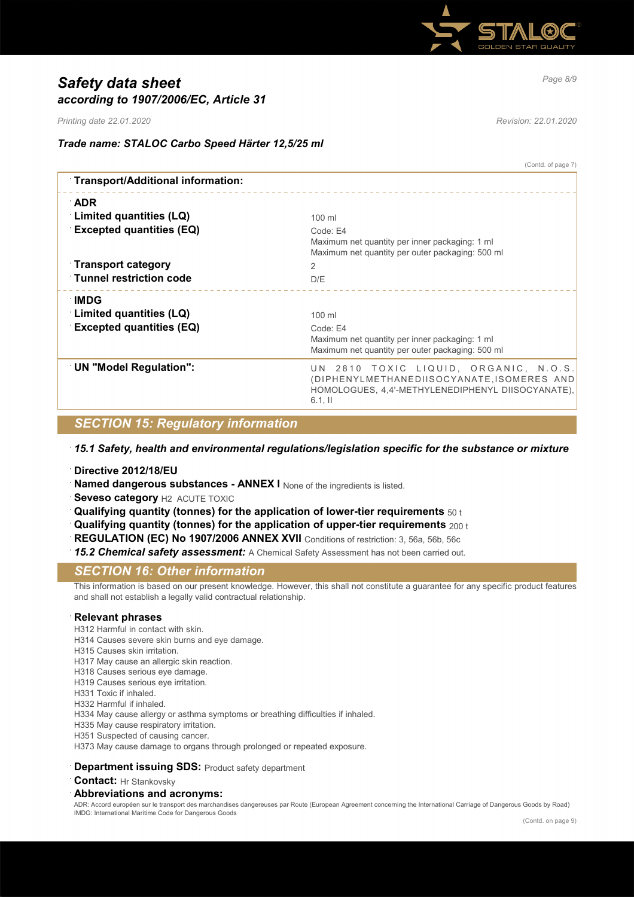(Contd. of page 7)

| Transport/Additional information: | |
|---|---|
| **ADR** | |
| **Limited quantities (LQ)** | 100 ml |
| **Excepted quantities (EQ)** | Code: E4<br>Maximum net quantity per inner packaging: 1 ml<br>Maximum net quantity per outer packaging: 500 ml |
| **Transport category** | 2 |
| **Tunnel restriction code** | D/E |
| **IMDG** | |
| **Limited quantities (LQ)** | 100 ml |
| **Excepted quantities (EQ)** | Code: E4<br>Maximum net quantity per inner packaging: 1 ml<br>Maximum net quantity per outer packaging: 500 ml |
| **UN "Model Regulation":** | UN 2810 TOXIC LIQUID, ORGANIC, N.O.S. (DIPHENYLMETHANEDIISOCYANATE,ISOMERES AND HOMOLOGUES, 4,4'-METHYLENEDIPHENYL DIISOCYANATE), 6.1, II |

## SECTION 15: Regulatory information

***15.1 Safety, health and environmental regulations/legislation specific for the substance or mixture***

**Directive 2012/18/EU**

**Named dangerous substances - ANNEX I** None of the ingredients is listed.

**Seveso category** H2 ACUTE TOXIC

**Qualifying quantity (tonnes) for the application of lower-tier requirements** 50 t

**Qualifying quantity (tonnes) for the application of upper-tier requirements** 200 t

**REGULATION (EC) No 1907/2006 ANNEX XVII** Conditions of restriction: 3, 56a, 56b, 56c

***15.2 Chemical safety assessment:*** A Chemical Safety Assessment has not been carried out.

## SECTION 16: Other information

This information is based on our present knowledge. However, this shall not constitute a guarantee for any specific product features and shall not establish a legally valid contractual relationship.

**Relevant phrases**

H312 Harmful in contact with skin.
H314 Causes severe skin burns and eye damage.
H315 Causes skin irritation.
H317 May cause an allergic skin reaction.
H318 Causes serious eye damage.
H319 Causes serious eye irritation.
H331 Toxic if inhaled.
H332 Harmful if inhaled.
H334 May cause allergy or asthma symptoms or breathing difficulties if inhaled.
H335 May cause respiratory irritation.
H351 Suspected of causing cancer.
H373 May cause damage to organs through prolonged or repeated exposure.

**Department issuing SDS:** Product safety department

**Contact:** Hr Stankovsky

**Abbreviations and acronyms:**

ADR: Accord européen sur le transport des marchandises dangereuses par Route (European Agreement concerning the International Carriage of Dangerous Goods by Road)
IMDG: International Maritime Code for Dangerous Goods

(Contd. on page 9)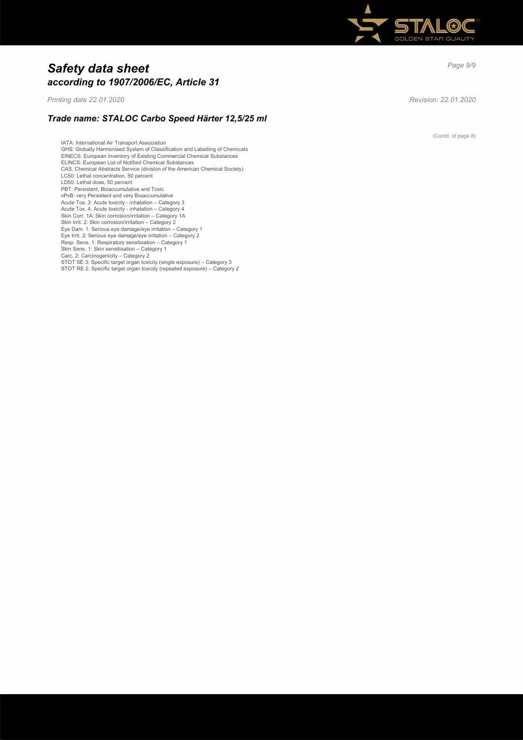(Contd. of page 8)

IATA: International Air Transport Association
GHS: Globally Harmonised System of Classification and Labelling of Chemicals
EINECS: European Inventory of Existing Commercial Chemical Substances
ELINCS: European List of Notified Chemical Substances
CAS: Chemical Abstracts Service (division of the American Chemical Society)
LC50: Lethal concentration, 50 percent
LD50: Lethal dose, 50 percent
PBT: Persistent, Bioaccumulative and Toxic
vPvB: very Persistent and very Bioaccumulative
Acute Tox. 3: Acute toxicity - inhalation – Category 3
Acute Tox. 4: Acute toxicity - inhalation – Category 4
Skin Corr. 1A: Skin corrosion/irritation – Category 1A
Skin Irrit. 2: Skin corrosion/irritation – Category 2
Eye Dam. 1: Serious eye damage/eye irritation – Category 1
Eye Irrit. 2: Serious eye damage/eye irritation – Category 2
Resp. Sens. 1: Respiratory sensitisation – Category 1
Skin Sens. 1: Skin sensitisation – Category 1
Carc. 2: Carcinogenicity – Category 2
STOT SE 3: Specific target organ toxicity (single exposure) – Category 3
STOT RE 2: Specific target organ toxicity (repeated exposure) – Category 2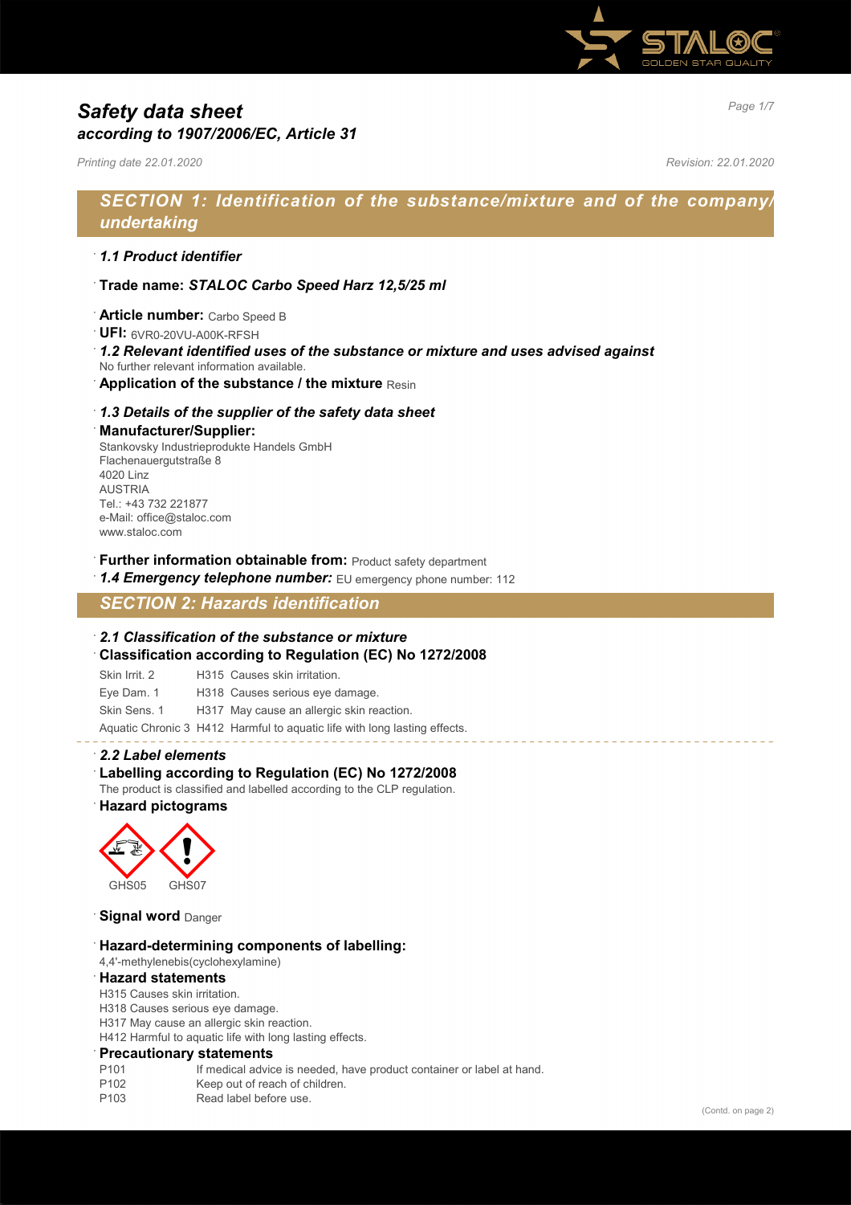# Safety data sheet
## according to 1907/2006/EC, Article 31

*Printing date 22.01.2020* *Revision: 22.01.2020*

## SECTION 1: Identification of the substance/mixture and of the company/undertaking

· ***1.1 Product identifier***

· **Trade name:** ***STALOC Carbo Speed Harz 12,5/25 ml***

· **Article number:** Carbo Speed B
· **UFI:** 6VR0-20VU-A00K-RFSH
· ***1.2 Relevant identified uses of the substance or mixture and uses advised against***
No further relevant information available.
· **Application of the substance / the mixture** Resin

· ***1.3 Details of the supplier of the safety data sheet***
· **Manufacturer/Supplier:**
Stankovsky Industrieprodukte Handels GmbH
Flachenauergutstraße 8
4020 Linz
AUSTRIA
Tel.: +43 732 221877
e-Mail: office@staloc.com
www.staloc.com

· **Further information obtainable from:** Product safety department
· ***1.4 Emergency telephone number:*** EU emergency phone number: 112

## SECTION 2: Hazards identification

· ***2.1 Classification of the substance or mixture***
· **Classification according to Regulation (EC) No 1272/2008**

| | |
|---|---|
| Skin Irrit. 2 | H315 Causes skin irritation. |
| Eye Dam. 1 | H318 Causes serious eye damage. |
| Skin Sens. 1 | H317 May cause an allergic skin reaction. |
| Aquatic Chronic 3 | H412 Harmful to aquatic life with long lasting effects. |

· ***2.2 Label elements***
· **Labelling according to Regulation (EC) No 1272/2008**
The product is classified and labelled according to the CLP regulation.
· **Hazard pictograms**

GHS05 GHS07

· **Signal word** Danger

· **Hazard-determining components of labelling:**
4,4'-methylenebis(cyclohexylamine)
· **Hazard statements**
H315 Causes skin irritation.
H318 Causes serious eye damage.
H317 May cause an allergic skin reaction.
H412 Harmful to aquatic life with long lasting effects.
· **Precautionary statements**

| | |
|---|---|
| P101 | If medical advice is needed, have product container or label at hand. |
| P102 | Keep out of reach of children. |
| P103 | Read label before use. |

(Contd. on page 2)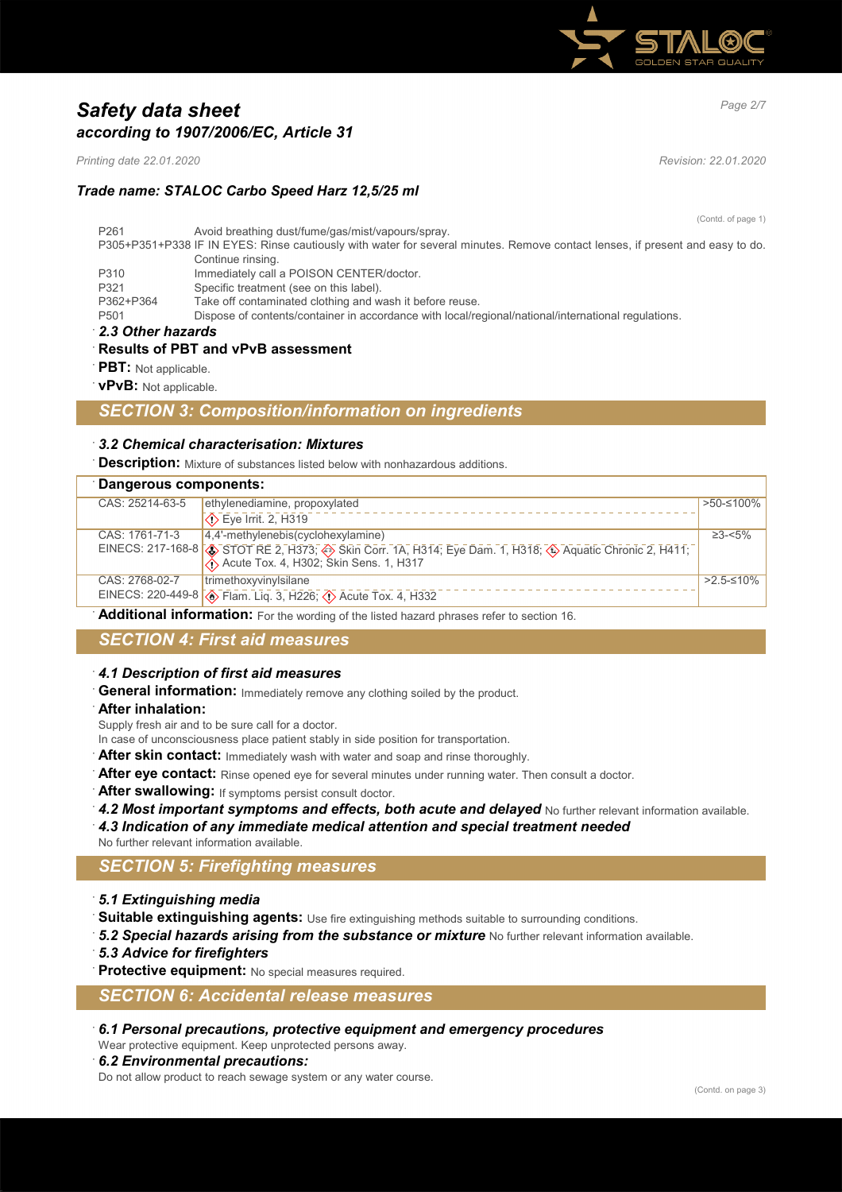# Safety data sheet
## according to 1907/2006/EC, Article 31

*Printing date 22.01.2020* *Revision: 22.01.2020*

### Trade name: STALOC Carbo Speed Harz 12,5/25 ml

(Contd. of page 1)

| | |
|---|---|
| P261 | Avoid breathing dust/fume/gas/mist/vapours/spray. |
| P305+P351+P338 | IF IN EYES: Rinse cautiously with water for several minutes. Remove contact lenses, if present and easy to do. Continue rinsing. |
| P310 | Immediately call a POISON CENTER/doctor. |
| P321 | Specific treatment (see on this label). |
| P362+P364 | Take off contaminated clothing and wash it before reuse. |
| P501 | Dispose of contents/container in accordance with local/regional/national/international regulations. |

· **2.3 Other hazards**

· **Results of PBT and vPvB assessment**

· **PBT:** Not applicable.

· **vPvB:** Not applicable.

## SECTION 3: Composition/information on ingredients

· ***3.2 Chemical characterisation: Mixtures***

· **Description:** Mixture of substances listed below with nonhazardous additions.

· **Dangerous components:**

| | | |
|---|---|---|
| CAS: 25214-63-5 | ethylenediamine, propoxylated<br>Eye Irrit. 2, H319 | >50-≤100% |
| CAS: 1761-71-3<br>EINECS: 217-168-8 | 4,4'-methylenebis(cyclohexylamine)<br>STOT RE 2, H373; Skin Corr. 1A, H314; Eye Dam. 1, H318; Aquatic Chronic 2, H411; Acute Tox. 4, H302; Skin Sens. 1, H317 | ≥3-<5% |
| CAS: 2768-02-7<br>EINECS: 220-449-8 | trimethoxyvinylsilane<br>Flam. Liq. 3, H226; Acute Tox. 4, H332 | >2.5-≤10% |

· **Additional information:** For the wording of the listed hazard phrases refer to section 16.

## SECTION 4: First aid measures

· ***4.1 Description of first aid measures***

· **General information:** Immediately remove any clothing soiled by the product.

· **After inhalation:**
Supply fresh air and to be sure call for a doctor.
In case of unconsciousness place patient stably in side position for transportation.

· **After skin contact:** Immediately wash with water and soap and rinse thoroughly.

· **After eye contact:** Rinse opened eye for several minutes under running water. Then consult a doctor.

· **After swallowing:** If symptoms persist consult doctor.

· ***4.2 Most important symptoms and effects, both acute and delayed*** No further relevant information available.

· ***4.3 Indication of any immediate medical attention and special treatment needed***
No further relevant information available.

## SECTION 5: Firefighting measures

· ***5.1 Extinguishing media***

· **Suitable extinguishing agents:** Use fire extinguishing methods suitable to surrounding conditions.

· ***5.2 Special hazards arising from the substance or mixture*** No further relevant information available.

· ***5.3 Advice for firefighters***

· **Protective equipment:** No special measures required.

## SECTION 6: Accidental release measures

· ***6.1 Personal precautions, protective equipment and emergency procedures***
Wear protective equipment. Keep unprotected persons away.

· ***6.2 Environmental precautions:***
Do not allow product to reach sewage system or any water course.

(Contd. on page 3)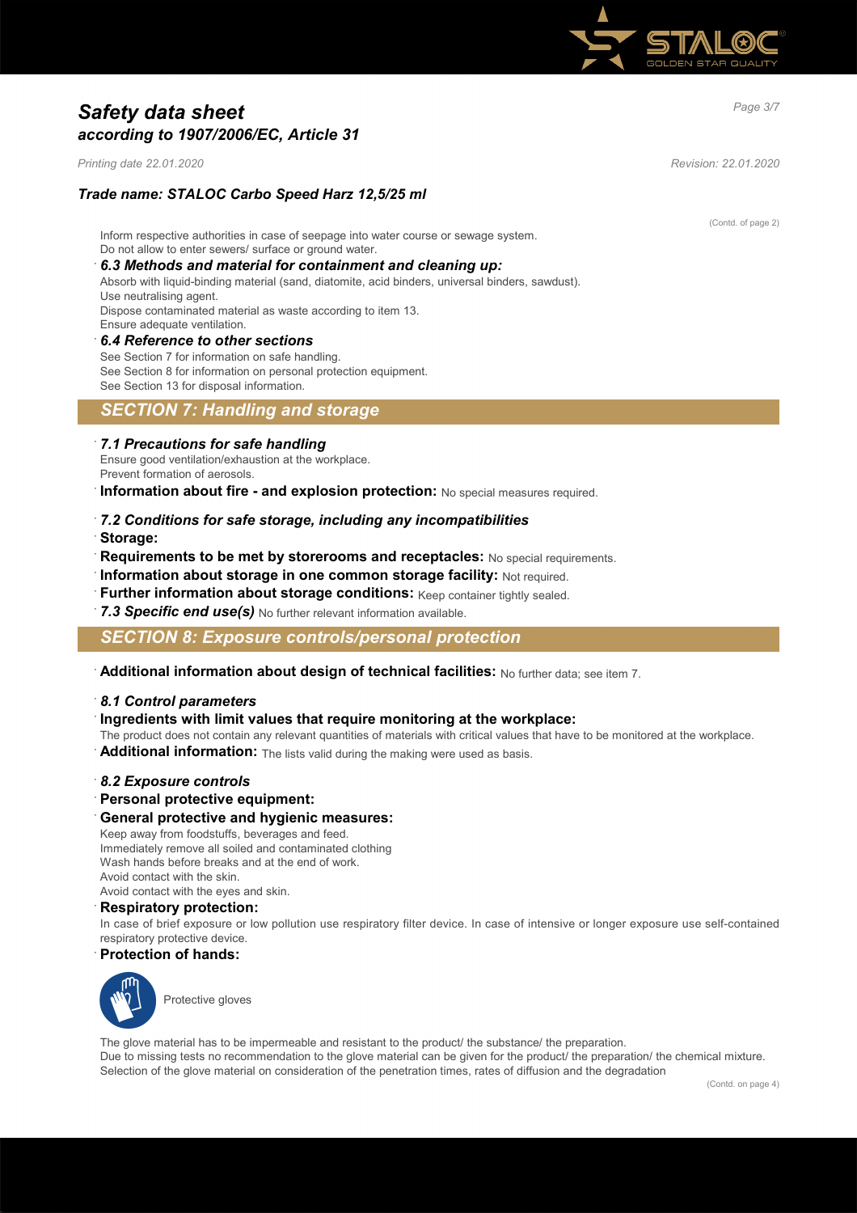(Contd. of page 2)

Inform respective authorities in case of seepage into water course or sewage system.
Do not allow to enter sewers/ surface or ground water.

· ***6.3 Methods and material for containment and cleaning up:***

Absorb with liquid-binding material (sand, diatomite, acid binders, universal binders, sawdust).
Use neutralising agent.
Dispose contaminated material as waste according to item 13.
Ensure adequate ventilation.

· ***6.4 Reference to other sections***

See Section 7 for information on safe handling.
See Section 8 for information on personal protection equipment.
See Section 13 for disposal information.

## *SECTION 7: Handling and storage*

· ***7.1 Precautions for safe handling***

Ensure good ventilation/exhaustion at the workplace.
Prevent formation of aerosols.

· **Information about fire - and explosion protection:** No special measures required.

· ***7.2 Conditions for safe storage, including any incompatibilities***

· **Storage:**

· **Requirements to be met by storerooms and receptacles:** No special requirements.

· **Information about storage in one common storage facility:** Not required.

· **Further information about storage conditions:** Keep container tightly sealed.

· ***7.3 Specific end use(s)*** No further relevant information available.

## *SECTION 8: Exposure controls/personal protection*

· **Additional information about design of technical facilities:** No further data; see item 7.

· ***8.1 Control parameters***

· **Ingredients with limit values that require monitoring at the workplace:**

The product does not contain any relevant quantities of materials with critical values that have to be monitored at the workplace.

· **Additional information:** The lists valid during the making were used as basis.

· ***8.2 Exposure controls***

· **Personal protective equipment:**

· **General protective and hygienic measures:**

Keep away from foodstuffs, beverages and feed.
Immediately remove all soiled and contaminated clothing
Wash hands before breaks and at the end of work.
Avoid contact with the skin.
Avoid contact with the eyes and skin.

· **Respiratory protection:**

In case of brief exposure or low pollution use respiratory filter device. In case of intensive or longer exposure use self-contained respiratory protective device.

· **Protection of hands:**

Protective gloves

The glove material has to be impermeable and resistant to the product/ the substance/ the preparation.
Due to missing tests no recommendation to the glove material can be given for the product/ the preparation/ the chemical mixture.
Selection of the glove material on consideration of the penetration times, rates of diffusion and the degradation

(Contd. on page 4)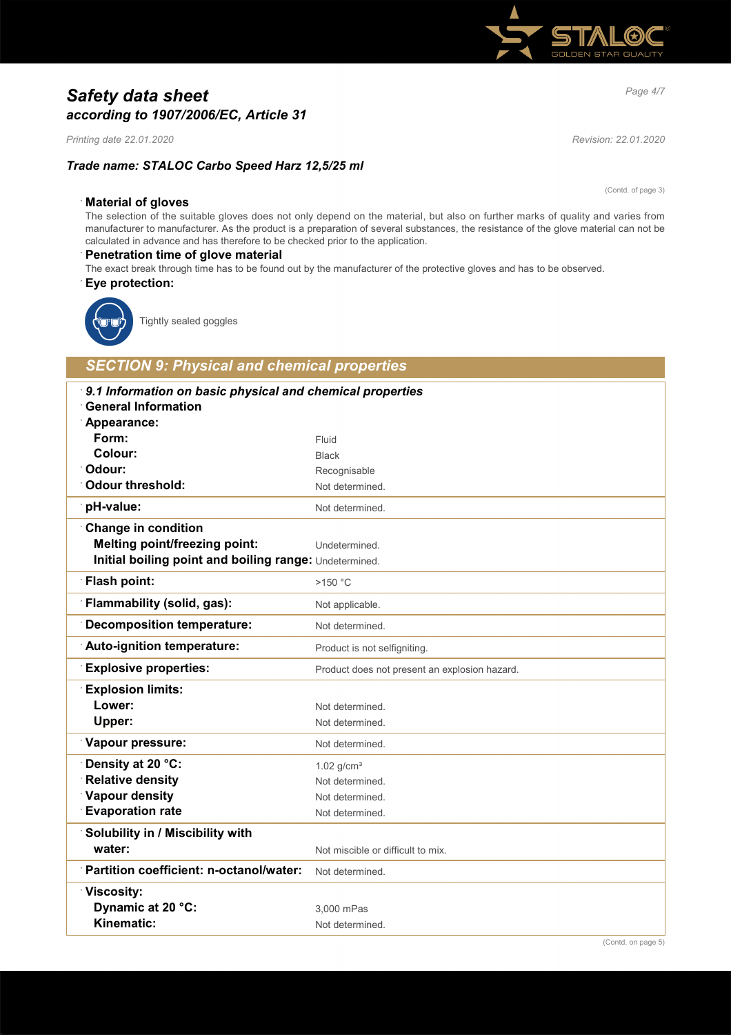# Safety data sheet
## according to 1907/2006/EC, Article 31

*Printing date 22.01.2020* *Revision: 22.01.2020*

### Trade name: STALOC Carbo Speed Harz 12,5/25 ml

(Contd. of page 3)

**Material of gloves**

The selection of the suitable gloves does not only depend on the material, but also on further marks of quality and varies from manufacturer to manufacturer. As the product is a preparation of several substances, the resistance of the glove material can not be calculated in advance and has therefore to be checked prior to the application.

**Penetration time of glove material**

The exact break through time has to be found out by the manufacturer of the protective gloves and has to be observed.

**Eye protection:**

Tightly sealed goggles

## SECTION 9: Physical and chemical properties

| ***9.1 Information on basic physical and chemical properties*** | |
|---|---|
| **General Information** | |
| **Appearance:** | |
| **Form:** | Fluid |
| **Colour:** | Black |
| **Odour:** | Recognisable |
| **Odour threshold:** | Not determined. |
| **pH-value:** | Not determined. |
| **Change in condition** | |
| **Melting point/freezing point:** | Undetermined. |
| **Initial boiling point and boiling range:** | Undetermined. |
| **Flash point:** | >150 °C |
| **Flammability (solid, gas):** | Not applicable. |
| **Decomposition temperature:** | Not determined. |
| **Auto-ignition temperature:** | Product is not selfigniting. |
| **Explosive properties:** | Product does not present an explosion hazard. |
| **Explosion limits:** | |
| **Lower:** | Not determined. |
| **Upper:** | Not determined. |
| **Vapour pressure:** | Not determined. |
| **Density at 20 °C:** | 1.02 g/cm³ |
| **Relative density** | Not determined. |
| **Vapour density** | Not determined. |
| **Evaporation rate** | Not determined. |
| **Solubility in / Miscibility with** | |
| **water:** | Not miscible or difficult to mix. |
| **Partition coefficient: n-octanol/water:** | Not determined. |
| **Viscosity:** | |
| **Dynamic at 20 °C:** | 3,000 mPas |
| **Kinematic:** | Not determined. |

(Contd. on page 5)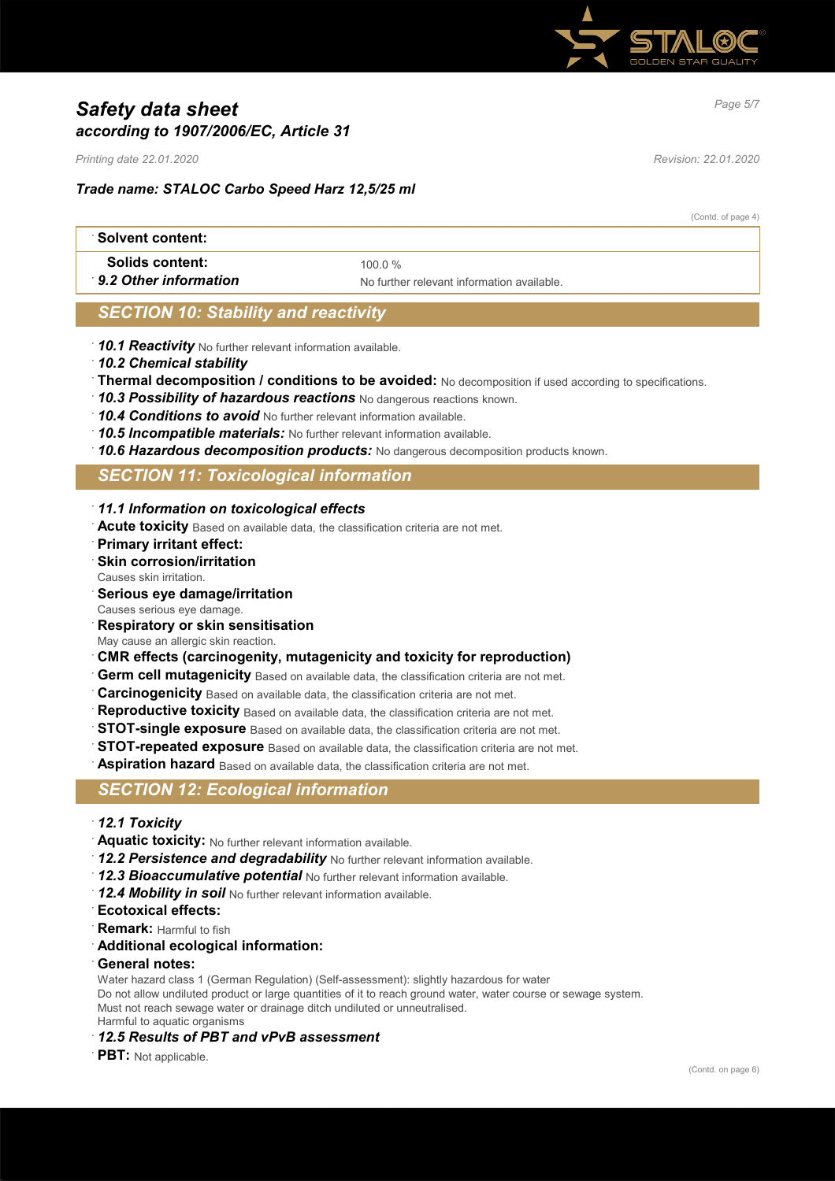# Safety data sheet
## according to 1907/2006/EC, Article 31

*Printing date 22.01.2020* *Revision: 22.01.2020*

***Trade name: STALOC Carbo Speed Harz 12,5/25 ml***

(Contd. of page 4)

| **Solvent content:** | |
|---|---|
| **Solids content:** | 100.0 % |
| ***9.2 Other information*** | No further relevant information available. |

## SECTION 10: Stability and reactivity

- ***10.1 Reactivity*** No further relevant information available.
- ***10.2 Chemical stability***
- **Thermal decomposition / conditions to be avoided:** No decomposition if used according to specifications.
- ***10.3 Possibility of hazardous reactions*** No dangerous reactions known.
- ***10.4 Conditions to avoid*** No further relevant information available.
- ***10.5 Incompatible materials:*** No further relevant information available.
- ***10.6 Hazardous decomposition products:*** No dangerous decomposition products known.

## SECTION 11: Toxicological information

- ***11.1 Information on toxicological effects***
- **Acute toxicity** Based on available data, the classification criteria are not met.
- **Primary irritant effect:**
- **Skin corrosion/irritation**
  Causes skin irritation.
- **Serious eye damage/irritation**
  Causes serious eye damage.
- **Respiratory or skin sensitisation**
  May cause an allergic skin reaction.
- **CMR effects (carcinogenity, mutagenicity and toxicity for reproduction)**
- **Germ cell mutagenicity** Based on available data, the classification criteria are not met.
- **Carcinogenicity** Based on available data, the classification criteria are not met.
- **Reproductive toxicity** Based on available data, the classification criteria are not met.
- **STOT-single exposure** Based on available data, the classification criteria are not met.
- **STOT-repeated exposure** Based on available data, the classification criteria are not met.
- **Aspiration hazard** Based on available data, the classification criteria are not met.

## SECTION 12: Ecological information

- ***12.1 Toxicity***
- **Aquatic toxicity:** No further relevant information available.
- ***12.2 Persistence and degradability*** No further relevant information available.
- ***12.3 Bioaccumulative potential*** No further relevant information available.
- ***12.4 Mobility in soil*** No further relevant information available.
- **Ecotoxical effects:**
- **Remark:** Harmful to fish
- **Additional ecological information:**
- **General notes:**
  Water hazard class 1 (German Regulation) (Self-assessment): slightly hazardous for water
  Do not allow undiluted product or large quantities of it to reach ground water, water course or sewage system.
  Must not reach sewage water or drainage ditch undiluted or unneutralised.
  Harmful to aquatic organisms
- ***12.5 Results of PBT and vPvB assessment***
- **PBT:** Not applicable.

(Contd. on page 6)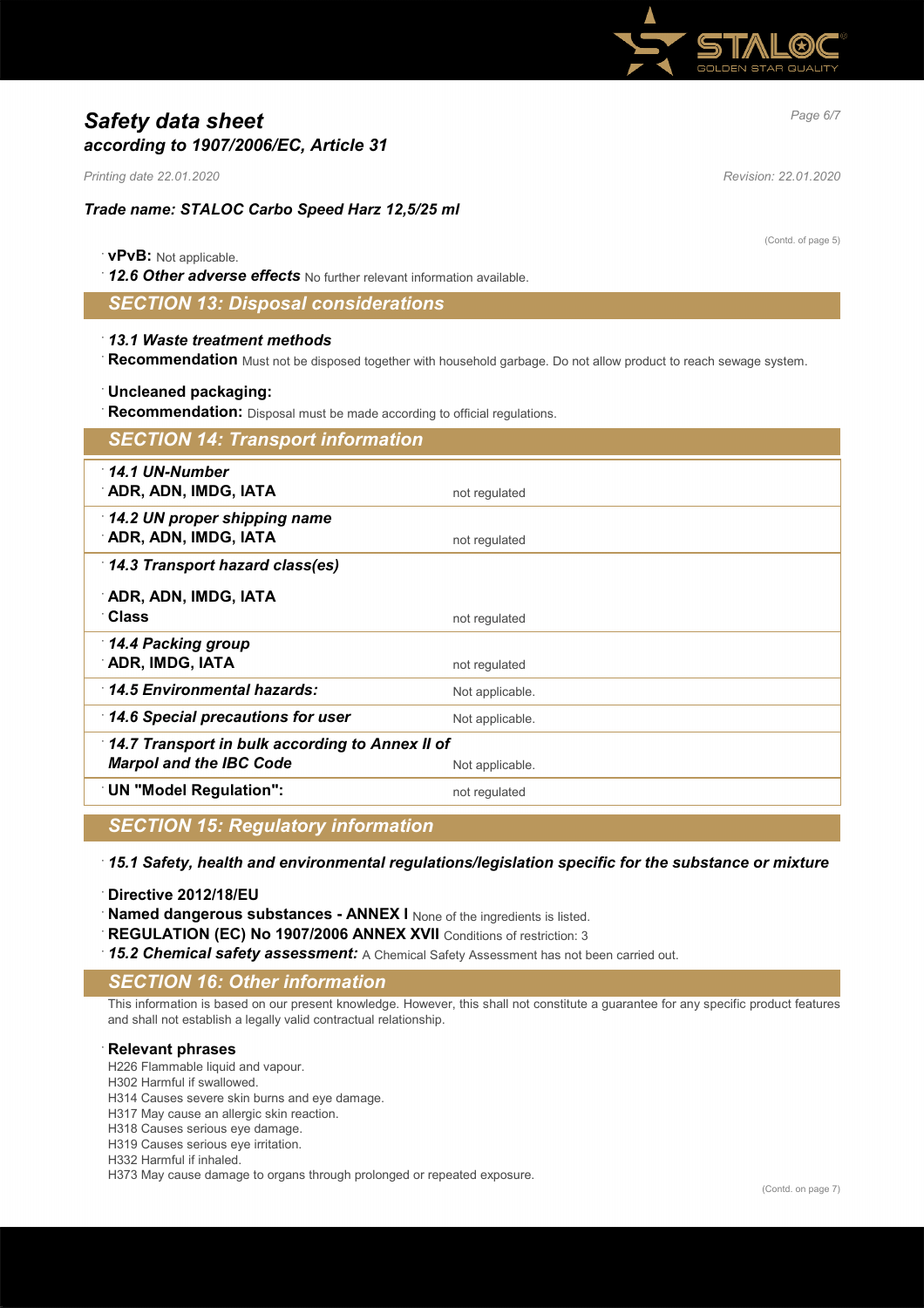(Contd. of page 5)

**vPvB:** Not applicable.

***12.6 Other adverse effects*** No further relevant information available.

## SECTION 13: Disposal considerations

***13.1 Waste treatment methods***

**Recommendation** Must not be disposed together with household garbage. Do not allow product to reach sewage system.

**Uncleaned packaging:**

**Recommendation:** Disposal must be made according to official regulations.

## SECTION 14: Transport information

| | |
|---|---|
| ***14.1 UN-Number*** <br> **ADR, ADN, IMDG, IATA** | not regulated |
| ***14.2 UN proper shipping name*** <br> **ADR, ADN, IMDG, IATA** | not regulated |
| ***14.3 Transport hazard class(es)*** <br> **ADR, ADN, IMDG, IATA** <br> **Class** | not regulated |
| ***14.4 Packing group*** <br> **ADR, IMDG, IATA** | not regulated |
| ***14.5 Environmental hazards:*** | Not applicable. |
| ***14.6 Special precautions for user*** | Not applicable. |
| ***14.7 Transport in bulk according to Annex II of Marpol and the IBC Code*** | Not applicable. |
| **UN "Model Regulation":** | not regulated |

## SECTION 15: Regulatory information

***15.1 Safety, health and environmental regulations/legislation specific for the substance or mixture***

**Directive 2012/18/EU**

**Named dangerous substances - ANNEX I** None of the ingredients is listed.

**REGULATION (EC) No 1907/2006 ANNEX XVII** Conditions of restriction: 3

***15.2 Chemical safety assessment:*** A Chemical Safety Assessment has not been carried out.

## SECTION 16: Other information

This information is based on our present knowledge. However, this shall not constitute a guarantee for any specific product features and shall not establish a legally valid contractual relationship.

**Relevant phrases**

H226 Flammable liquid and vapour.
H302 Harmful if swallowed.
H314 Causes severe skin burns and eye damage.
H317 May cause an allergic skin reaction.
H318 Causes serious eye damage.
H319 Causes serious eye irritation.
H332 Harmful if inhaled.
H373 May cause damage to organs through prolonged or repeated exposure.

(Contd. on page 7)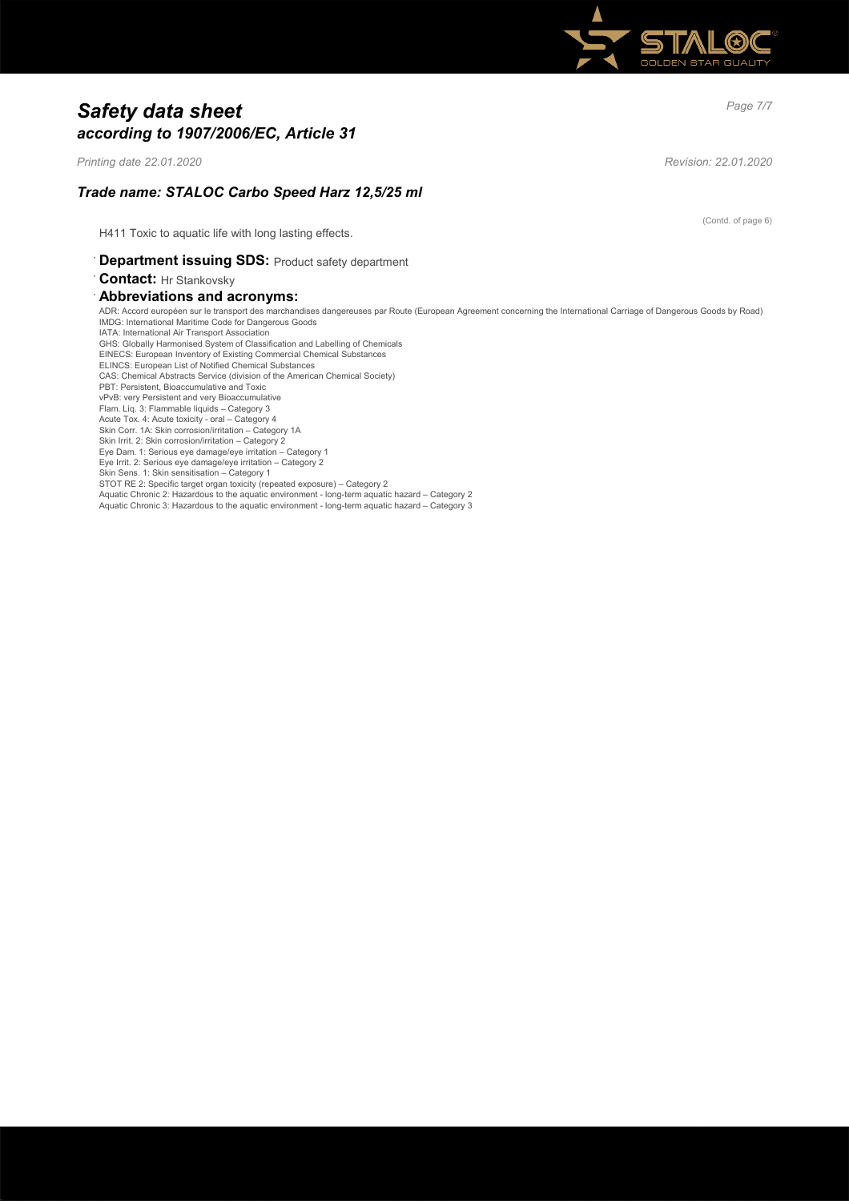H411 Toxic to aquatic life with long lasting effects.

· **Department issuing SDS:** Product safety department

· **Contact:** Hr Stankovsky

· **Abbreviations and acronyms:**

ADR: Accord européen sur le transport des marchandises dangereuses par Route (European Agreement concerning the International Carriage of Dangerous Goods by Road)
IMDG: International Maritime Code for Dangerous Goods
IATA: International Air Transport Association
GHS: Globally Harmonised System of Classification and Labelling of Chemicals
EINECS: European Inventory of Existing Commercial Chemical Substances
ELINCS: European List of Notified Chemical Substances
CAS: Chemical Abstracts Service (division of the American Chemical Society)
PBT: Persistent, Bioaccumulative and Toxic
vPvB: very Persistent and very Bioaccumulative
Flam. Liq. 3: Flammable liquids – Category 3
Acute Tox. 4: Acute toxicity - oral – Category 4
Skin Corr. 1A: Skin corrosion/irritation – Category 1A
Skin Irrit. 2: Skin corrosion/irritation – Category 2
Eye Dam. 1: Serious eye damage/eye irritation – Category 1
Eye Irrit. 2: Serious eye damage/eye irritation – Category 2
Skin Sens. 1: Skin sensitisation – Category 1
STOT RE 2: Specific target organ toxicity (repeated exposure) – Category 2
Aquatic Chronic 2: Hazardous to the aquatic environment - long-term aquatic hazard – Category 2
Aquatic Chronic 3: Hazardous to the aquatic environment - long-term aquatic hazard – Category 3